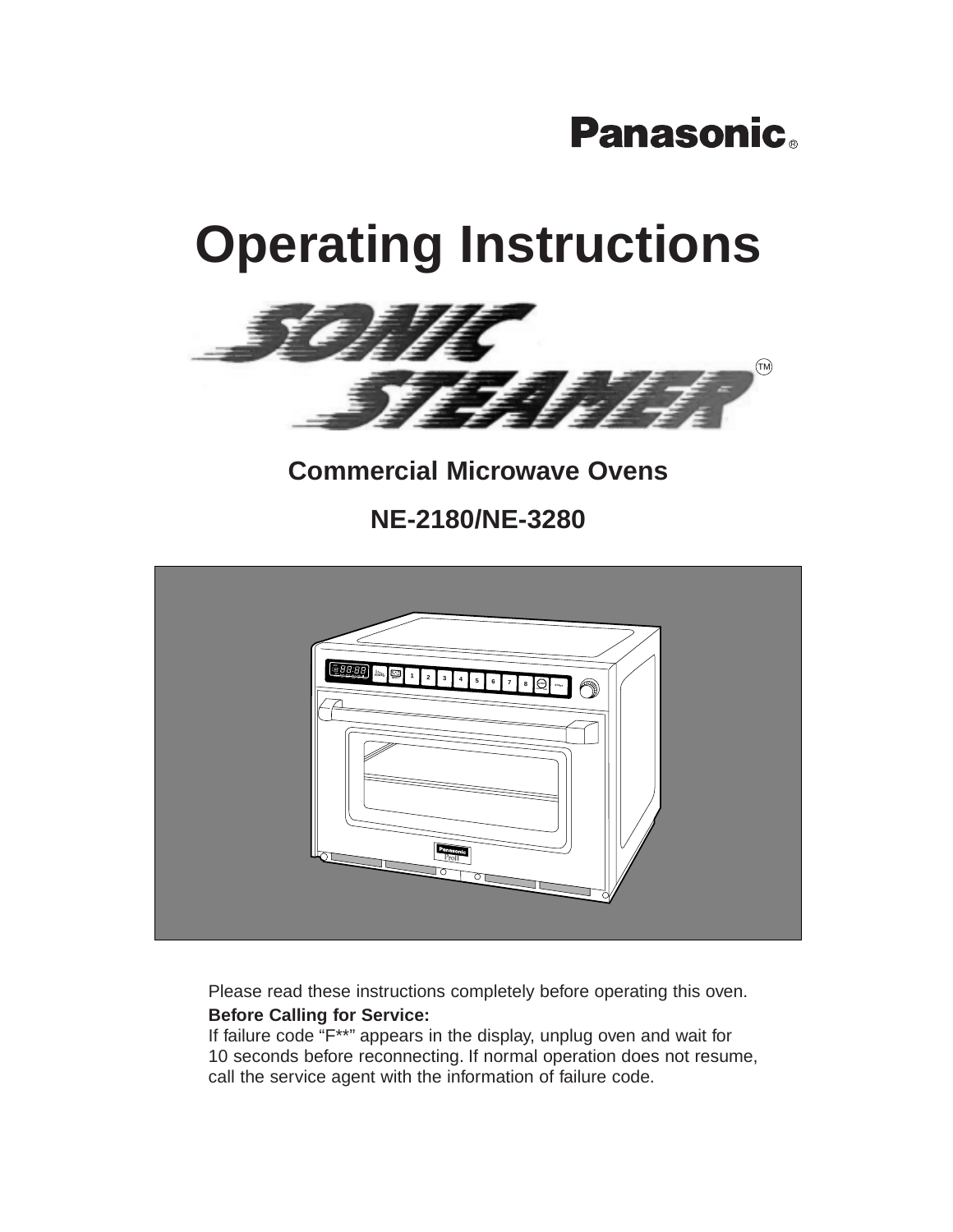Panasonic®

# Operating Instructions

SONIC STEAMER™

## Commercial Microwave Ovens

## NE-2180/NE-3280

Please read these instructions completely before operating this oven.

**Before Calling for Service:**

If failure code “F**” appears in the display, unplug oven and wait for 10 seconds before reconnecting. If normal operation does not resume, call the service agent with the information of failure code.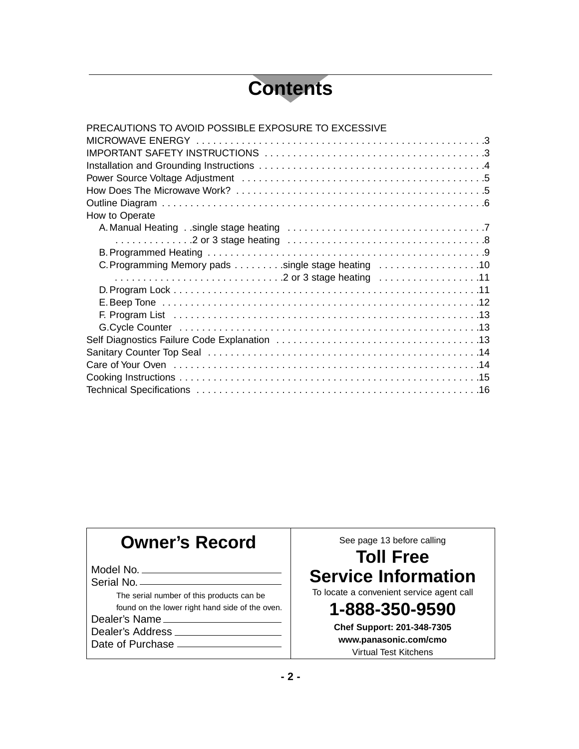# Contents

PRECAUTIONS TO AVOID POSSIBLE EXPOSURE TO EXCESSIVE MICROWAVE ENERGY . . . . . . . . . . . . . . . . . . . . . . . . . . . . . . . . . . . . . . . . . . . . . . . . . . . .3
IMPORTANT SAFETY INSTRUCTIONS . . . . . . . . . . . . . . . . . . . . . . . . . . . . . . . . . . . . . . .3
Installation and Grounding Instructions . . . . . . . . . . . . . . . . . . . . . . . . . . . . . . . . . . . . . . . .4
Power Source Voltage Adjustment . . . . . . . . . . . . . . . . . . . . . . . . . . . . . . . . . . . . . . . . . . .5
How Does The Microwave Work? . . . . . . . . . . . . . . . . . . . . . . . . . . . . . . . . . . . . . . . . . . . .5
Outline Diagram . . . . . . . . . . . . . . . . . . . . . . . . . . . . . . . . . . . . . . . . . . . . . . . . . . . . . . . . .6
How to Operate
- A. Manual Heating . .single stage heating . . . . . . . . . . . . . . . . . . . . . . . . . . . . . . . . . . .7
  - . . . . . . . . . . . . . .2 or 3 stage heating . . . . . . . . . . . . . . . . . . . . . . . . . . . . . . . . . . .8
- B. Programmed Heating . . . . . . . . . . . . . . . . . . . . . . . . . . . . . . . . . . . . . . . . . . . . . . . . .9
- C. Programming Memory pads . . . . . . . . .single stage heating . . . . . . . . . . . . . . . . . .10
  - . . . . . . . . . . . . . . . . . . . . . . . . . . . . .2 or 3 stage heating . . . . . . . . . . . . . . . . . .11
- D. Program Lock . . . . . . . . . . . . . . . . . . . . . . . . . . . . . . . . . . . . . . . . . . . . . . . . . . . . . .11
- E. Beep Tone . . . . . . . . . . . . . . . . . . . . . . . . . . . . . . . . . . . . . . . . . . . . . . . . . . . . . . . .12
- F. Program List . . . . . . . . . . . . . . . . . . . . . . . . . . . . . . . . . . . . . . . . . . . . . . . . . . . . . .13
- G. Cycle Counter . . . . . . . . . . . . . . . . . . . . . . . . . . . . . . . . . . . . . . . . . . . . . . . . . . . . .13

Self Diagnostics Failure Code Explanation . . . . . . . . . . . . . . . . . . . . . . . . . . . . . . . . . . . .13
Sanitary Counter Top Seal . . . . . . . . . . . . . . . . . . . . . . . . . . . . . . . . . . . . . . . . . . . . . . . . .14
Care of Your Oven . . . . . . . . . . . . . . . . . . . . . . . . . . . . . . . . . . . . . . . . . . . . . . . . . . . . . .14
Cooking Instructions . . . . . . . . . . . . . . . . . . . . . . . . . . . . . . . . . . . . . . . . . . . . . . . . . . . . .15
Technical Specifications . . . . . . . . . . . . . . . . . . . . . . . . . . . . . . . . . . . . . . . . . . . . . . . . . .16

| **Owner's Record** | See page 13 before calling |
|---|---|
| Model No. ____________ | **Toll Free Service Information** |
| Serial No. ____________ | To locate a convenient service agent call |
| The serial number of this products can be found on the lower right hand side of the oven. | **1-888-350-9590** |
| Dealer's Name ____________ | **Chef Support: 201-348-7305** |
| Dealer's Address ____________ | **www.panasonic.com/cmo** |
| Date of Purchase ____________ | Virtual Test Kitchens |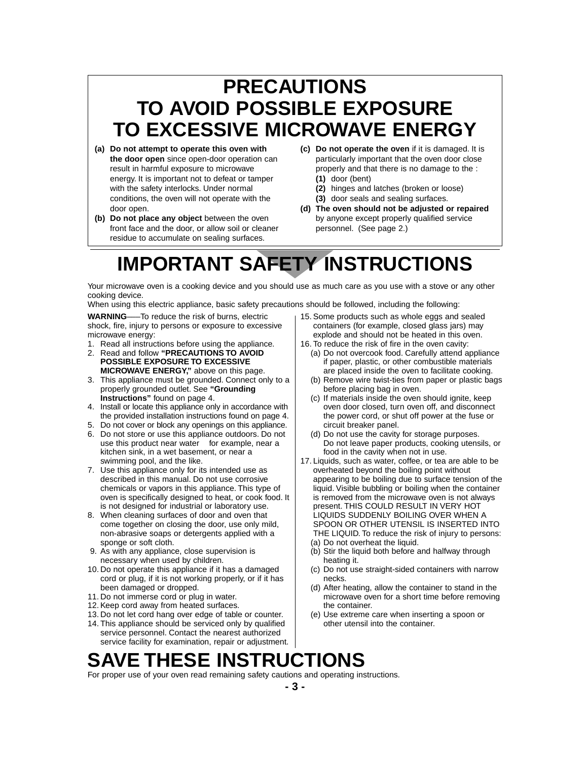# PRECAUTIONS TO AVOID POSSIBLE EXPOSURE TO EXCESSIVE MICROWAVE ENERGY

**(a) Do not attempt to operate this oven with the door open** since open-door operation can result in harmful exposure to microwave energy. It is important not to defeat or tamper with the safety interlocks. Under normal conditions, the oven will not operate with the door open.

**(b) Do not place any object** between the oven front face and the door, or allow soil or cleaner residue to accumulate on sealing surfaces.

**(c) Do not operate the oven** if it is damaged. It is particularly important that the oven door close properly and that there is no damage to the :

- **(1)** door (bent)
- **(2)** hinges and latches (broken or loose)
- **(3)** door seals and sealing surfaces.

**(d) The oven should not be adjusted or repaired** by anyone except properly qualified service personnel. (See page 2.)

# IMPORTANT SAFETY INSTRUCTIONS

Your microwave oven is a cooking device and you should use as much care as you use with a stove or any other cooking device.
When using this electric appliance, basic safety precautions should be followed, including the following:

**WARNING**——To reduce the risk of burns, electric shock, fire, injury to persons or exposure to excessive microwave energy:

1. Read all instructions before using the appliance.
2. Read and follow **"PRECAUTIONS TO AVOID POSSIBLE EXPOSURE TO EXCESSIVE MICROWAVE ENERGY,"** above on this page.
3. This appliance must be grounded. Connect only to a properly grounded outlet. See **"Grounding Instructions"** found on page 4.
4. Install or locate this appliance only in accordance with the provided installation instructions found on page 4.
5. Do not cover or block any openings on this appliance.
6. Do not store or use this appliance outdoors. Do not use this product near water for example, near a kitchen sink, in a wet basement, or near a swimming pool, and the like.
7. Use this appliance only for its intended use as described in this manual. Do not use corrosive chemicals or vapors in this appliance. This type of oven is specifically designed to heat, or cook food. It is not designed for industrial or laboratory use.
8. When cleaning surfaces of door and oven that come together on closing the door, use only mild, non-abrasive soaps or detergents applied with a sponge or soft cloth.
9. As with any appliance, close supervision is necessary when used by children.
10. Do not operate this appliance if it has a damaged cord or plug, if it is not working properly, or if it has been damaged or dropped.
11. Do not immerse cord or plug in water.
12. Keep cord away from heated surfaces.
13. Do not let cord hang over edge of table or counter.
14. This appliance should be serviced only by qualified service personnel. Contact the nearest authorized service facility for examination, repair or adjustment.
15. Some products such as whole eggs and sealed containers (for example, closed glass jars) may explode and should not be heated in this oven.
16. To reduce the risk of fire in the oven cavity:
    - (a) Do not overcook food. Carefully attend appliance if paper, plastic, or other combustible materials are placed inside the oven to facilitate cooking.
    - (b) Remove wire twist-ties from paper or plastic bags before placing bag in oven.
    - (c) If materials inside the oven should ignite, keep oven door closed, turn oven off, and disconnect the power cord, or shut off power at the fuse or circuit breaker panel.
    - (d) Do not use the cavity for storage purposes. Do not leave paper products, cooking utensils, or food in the cavity when not in use.
17. Liquids, such as water, coffee, or tea are able to be overheated beyond the boiling point without appearing to be boiling due to surface tension of the liquid. Visible bubbling or boiling when the container is removed from the microwave oven is not always present. THIS COULD RESULT IN VERY HOT LIQUIDS SUDDENLY BOILING OVER WHEN A SPOON OR OTHER UTENSIL IS INSERTED INTO THE LIQUID. To reduce the risk of injury to persons:
    - (a) Do not overheat the liquid.
    - (b) Stir the liquid both before and halfway through heating it.
    - (c) Do not use straight-sided containers with narrow necks.
    - (d) After heating, allow the container to stand in the microwave oven for a short time before removing the container.
    - (e) Use extreme care when inserting a spoon or other utensil into the container.

# SAVE THESE INSTRUCTIONS

For proper use of your oven read remaining safety cautions and operating instructions.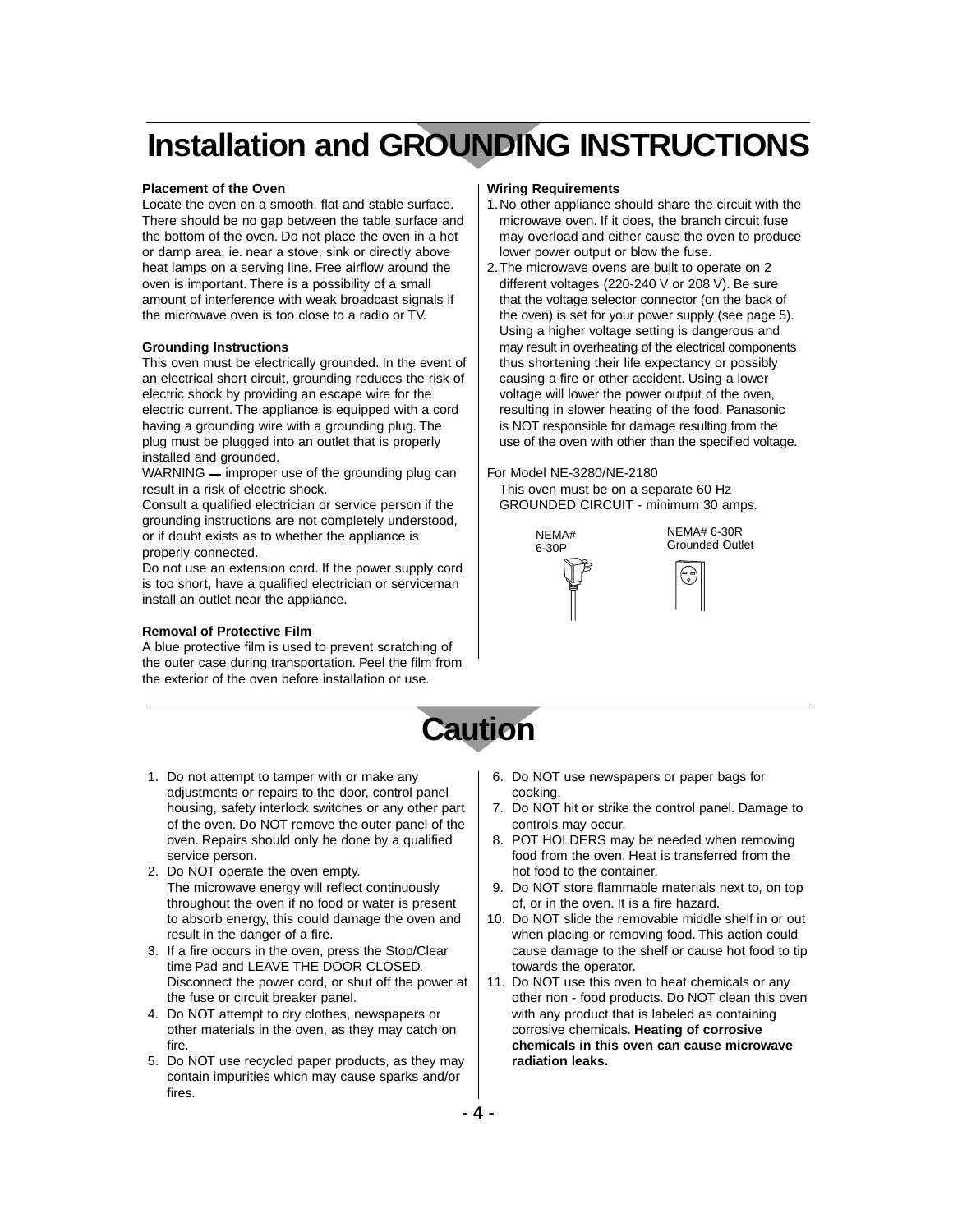# Installation and GROUNDING INSTRUCTIONS

### Placement of the Oven

Locate the oven on a smooth, flat and stable surface. There should be no gap between the table surface and the bottom of the oven. Do not place the oven in a hot or damp area, ie. near a stove, sink or directly above heat lamps on a serving line. Free airflow around the oven is important. There is a possibility of a small amount of interference with weak broadcast signals if the microwave oven is too close to a radio or TV.

### Grounding Instructions

This oven must be electrically grounded. In the event of an electrical short circuit, grounding reduces the risk of electric shock by providing an escape wire for the electric current. The appliance is equipped with a cord having a grounding wire with a grounding plug. The plug must be plugged into an outlet that is properly installed and grounded.

WARNING — improper use of the grounding plug can result in a risk of electric shock.

Consult a qualified electrician or service person if the grounding instructions are not completely understood, or if doubt exists as to whether the appliance is properly connected.

Do not use an extension cord. If the power supply cord is too short, have a qualified electrician or serviceman install an outlet near the appliance.

### Removal of Protective Film

A blue protective film is used to prevent scratching of the outer case during transportation. Peel the film from the exterior of the oven before installation or use.

### Wiring Requirements

1. No other appliance should share the circuit with the microwave oven. If it does, the branch circuit fuse may overload and either cause the oven to produce lower power output or blow the fuse.
2. The microwave ovens are built to operate on 2 different voltages (220-240 V or 208 V). Be sure that the voltage selector connector (on the back of the oven) is set for your power supply (see page 5). Using a higher voltage setting is dangerous and may result in overheating of the electrical components thus shortening their life expectancy or possibly causing a fire or other accident. Using a lower voltage will lower the power output of the oven, resulting in slower heating of the food. Panasonic is NOT responsible for damage resulting from the use of the oven with other than the specified voltage.

For Model NE-3280/NE-2180

This oven must be on a separate 60 Hz GROUNDED CIRCUIT - minimum 30 amps.

NEMA# 6-30P

NEMA# 6-30R Grounded Outlet

# Caution

1. Do not attempt to tamper with or make any adjustments or repairs to the door, control panel housing, safety interlock switches or any other part of the oven. Do NOT remove the outer panel of the oven. Repairs should only be done by a qualified service person.
2. Do NOT operate the oven empty. The microwave energy will reflect continuously throughout the oven if no food or water is present to absorb energy, this could damage the oven and result in the danger of a fire.
3. If a fire occurs in the oven, press the Stop/Clear time Pad and LEAVE THE DOOR CLOSED. Disconnect the power cord, or shut off the power at the fuse or circuit breaker panel.
4. Do NOT attempt to dry clothes, newspapers or other materials in the oven, as they may catch on fire.
5. Do NOT use recycled paper products, as they may contain impurities which may cause sparks and/or fires.
6. Do NOT use newspapers or paper bags for cooking.
7. Do NOT hit or strike the control panel. Damage to controls may occur.
8. POT HOLDERS may be needed when removing food from the oven. Heat is transferred from the hot food to the container.
9. Do NOT store flammable materials next to, on top of, or in the oven. It is a fire hazard.
10. Do NOT slide the removable middle shelf in or out when placing or removing food. This action could cause damage to the shelf or cause hot food to tip towards the operator.
11. Do NOT use this oven to heat chemicals or any other non - food products. Do NOT clean this oven with any product that is labeled as containing corrosive chemicals. **Heating of corrosive chemicals in this oven can cause microwave radiation leaks.**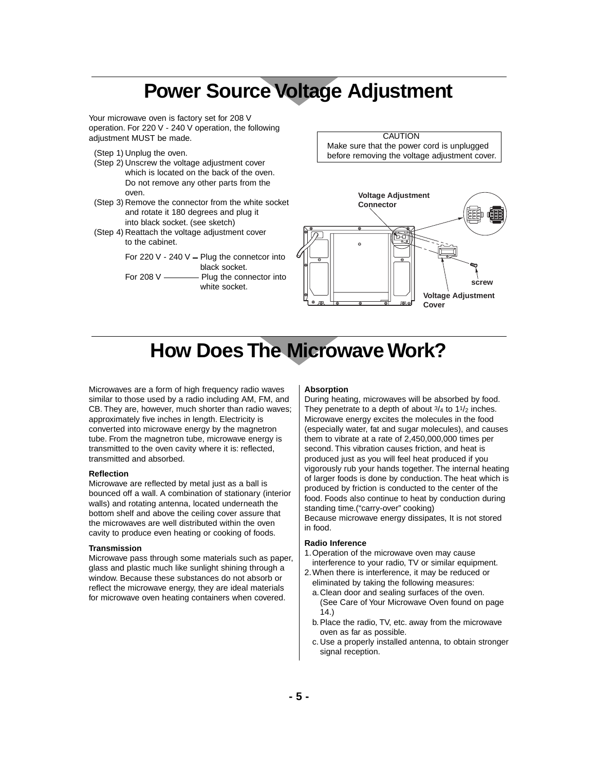# Power Source Voltage Adjustment

Your microwave oven is factory set for 208 V operation. For 220 V - 240 V operation, the following adjustment MUST be made.

(Step 1) Unplug the oven.
(Step 2) Unscrew the voltage adjustment cover which is located on the back of the oven. Do not remove any other parts from the oven.
(Step 3) Remove the connector from the white socket and rotate it 180 degrees and plug it into black socket. (see sketch)
(Step 4) Reattach the voltage adjustment cover to the cabinet.

For 220 V - 240 V — Plug the connetcor into black socket.
For 208 V ———— Plug the connector into white socket.

CAUTION
Make sure that the power cord is unplugged before removing the voltage adjustment cover.

Voltage Adjustment Connector

screw

Voltage Adjustment Cover

# How Does The Microwave Work?

Microwaves are a form of high frequency radio waves similar to those used by a radio including AM, FM, and CB. They are, however, much shorter than radio waves; approximately five inches in length. Electricity is converted into microwave energy by the magnetron tube. From the magnetron tube, microwave energy is transmitted to the oven cavity where it is: reflected, transmitted and absorbed.

**Reflection**
Microwave are reflected by metal just as a ball is bounced off a wall. A combination of stationary (interior walls) and rotating antenna, located underneath the bottom shelf and above the ceiling cover assure that the microwaves are well distributed within the oven cavity to produce even heating or cooking of foods.

**Transmission**
Microwave pass through some materials such as paper, glass and plastic much like sunlight shining through a window. Because these substances do not absorb or reflect the microwave energy, they are ideal materials for microwave oven heating containers when covered.

**Absorption**
During heating, microwaves will be absorbed by food. They penetrate to a depth of about 3/4 to 1 1/2 inches. Microwave energy excites the molecules in the food (especially water, fat and sugar molecules), and causes them to vibrate at a rate of 2,450,000,000 times per second. This vibration causes friction, and heat is produced just as you will feel heat produced if you vigorously rub your hands together. The internal heating of larger foods is done by conduction. The heat which is produced by friction is conducted to the center of the food. Foods also continue to heat by conduction during standing time.("carry-over" cooking)
Because microwave energy dissipates, It is not stored in food.

**Radio Inference**
1. Operation of the microwave oven may cause interference to your radio, TV or similar equipment.
2. When there is interference, it may be reduced or eliminated by taking the following measures:
   a. Clean door and sealing surfaces of the oven. (See Care of Your Microwave Oven found on page 14.)
   b. Place the radio, TV, etc. away from the microwave oven as far as possible.
   c. Use a properly installed antenna, to obtain stronger signal reception.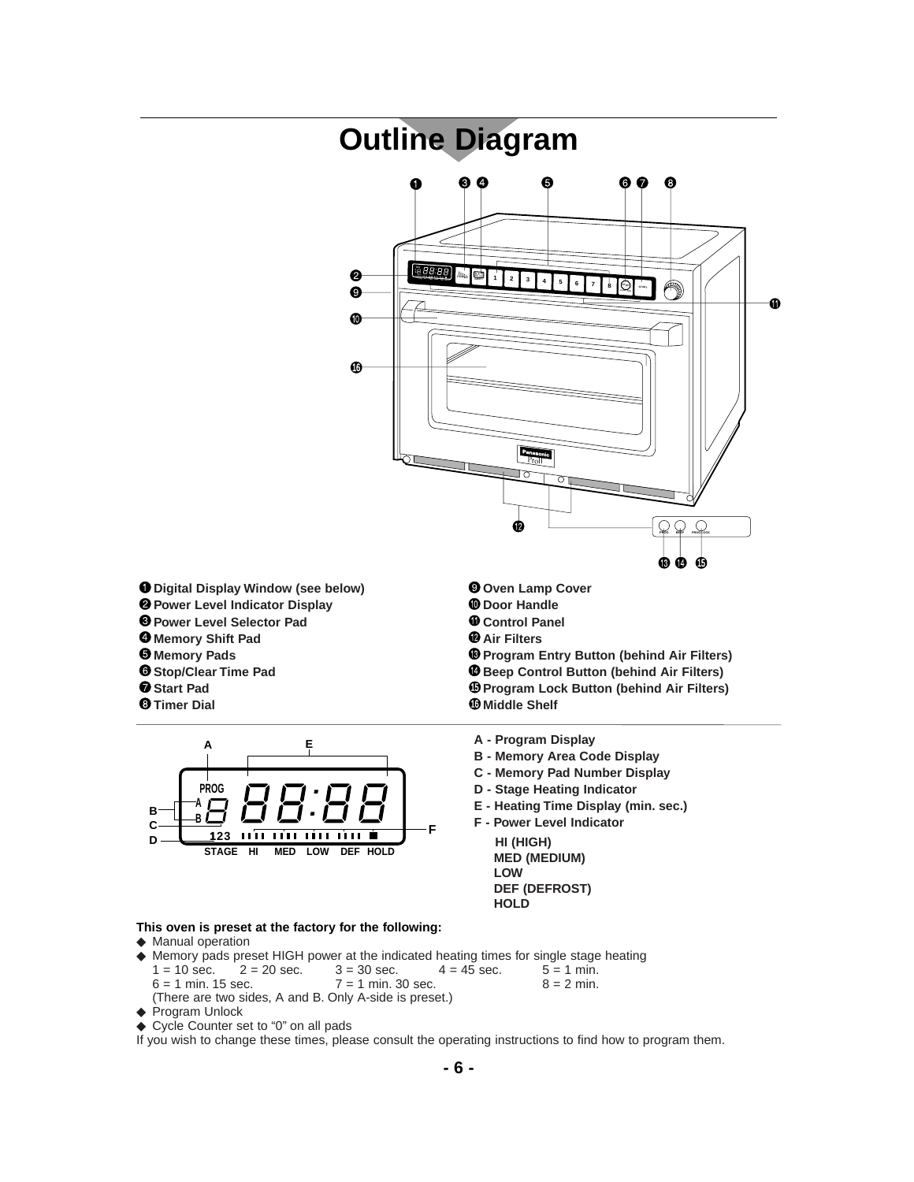# Outline Diagram

❶ Digital Display Window (see below)
❷ Power Level Indicator Display
❸ Power Level Selector Pad
❹ Memory Shift Pad
❺ Memory Pads
❻ Stop/Clear Time Pad
❼ Start Pad
❽ Timer Dial
❾ Oven Lamp Cover
❿ Door Handle
⓫ Control Panel
⓬ Air Filters
⓭ Program Entry Button (behind Air Filters)
⓮ Beep Control Button (behind Air Filters)
⓯ Program Lock Button (behind Air Filters)
⓰ Middle Shelf

**A - Program Display**
**B - Memory Area Code Display**
**C - Memory Pad Number Display**
**D - Stage Heating Indicator**
**E - Heating Time Display (min. sec.)**
**F - Power Level Indicator**

**HI (HIGH)**
**MED (MEDIUM)**
**LOW**
**DEF (DEFROST)**
**HOLD**

**This oven is preset at the factory for the following:**

- Manual operation
- Memory pads preset HIGH power at the indicated heating times for single stage heating
  1 = 10 sec. 2 = 20 sec. 3 = 30 sec. 4 = 45 sec. 5 = 1 min.
  6 = 1 min. 15 sec. 7 = 1 min. 30 sec. 8 = 2 min.
  (There are two sides, A and B. Only A-side is preset.)
- Program Unlock
- Cycle Counter set to "0" on all pads

If you wish to change these times, please consult the operating instructions to find how to program them.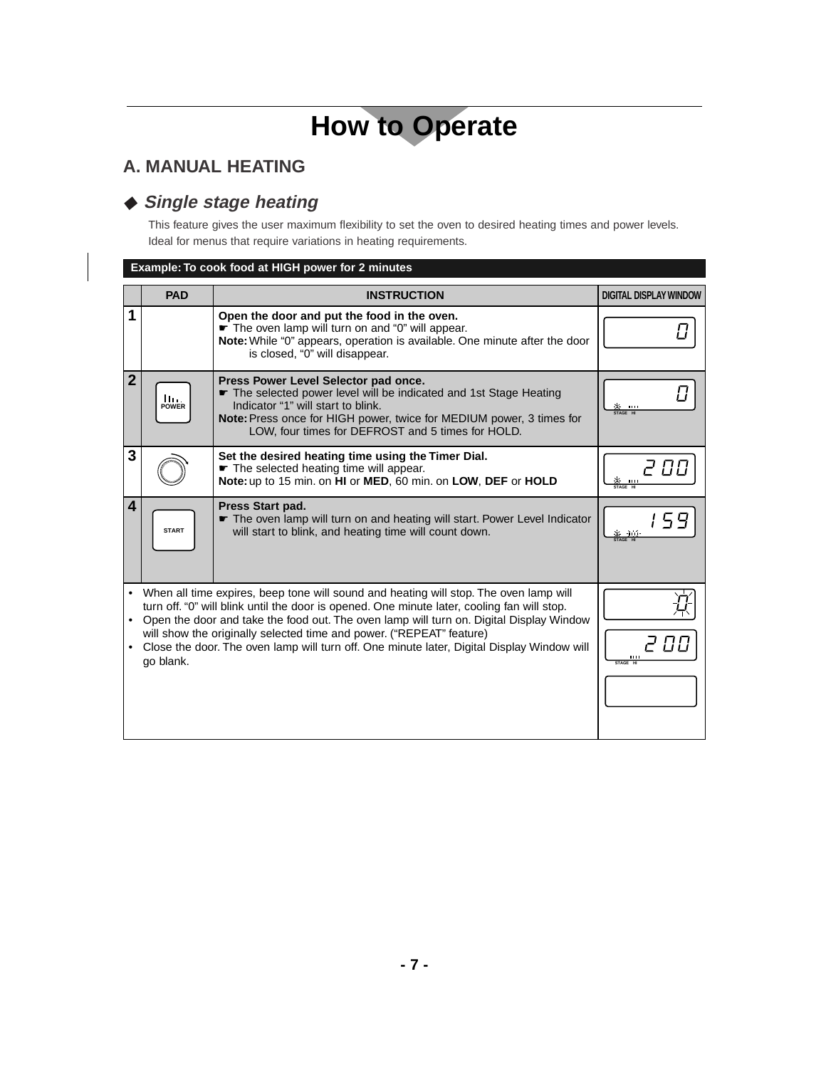# How to Operate

## A. MANUAL HEATING

### ◆ *Single stage heating*

This feature gives the user maximum flexibility to set the oven to desired heating times and power levels. Ideal for menus that require variations in heating requirements.

**Example: To cook food at HIGH power for 2 minutes**

| | PAD | INSTRUCTION | DIGITAL DISPLAY WINDOW |
|---|---|---|---|
| 1 | | **Open the door and put the food in the oven.**<br>☛ The oven lamp will turn on and "0" will appear.<br>**Note:** While "0" appears, operation is available. One minute after the door is closed, "0" will disappear. | 0 |
| 2 | POWER | **Press Power Level Selector pad once.**<br>☛ The selected power level will be indicated and 1st Stage Heating Indicator "1" will start to blink.<br>**Note:** Press once for HIGH power, twice for MEDIUM power, 3 times for LOW, four times for DEFROST and 5 times for HOLD. | 0 STAGE HI |
| 3 | | **Set the desired heating time using the Timer Dial.**<br>☛ The selected heating time will appear.<br>**Note:** up to 15 min. on **HI** or **MED**, 60 min. on **LOW**, **DEF** or **HOLD** | 2 00 STAGE HI |
| 4 | START | **Press Start pad.**<br>☛ The oven lamp will turn on and heating will start. Power Level Indicator will start to blink, and heating time will count down. | 1 59 STAGE HI |

- When all time expires, beep tone will sound and heating will stop. The oven lamp will turn off. "0" will blink until the door is opened. One minute later, cooling fan will stop.
- Open the door and take the food out. The oven lamp will turn on. Digital Display Window will show the originally selected time and power. ("REPEAT" feature)
- Close the door. The oven lamp will turn off. One minute later, Digital Display Window will go blank.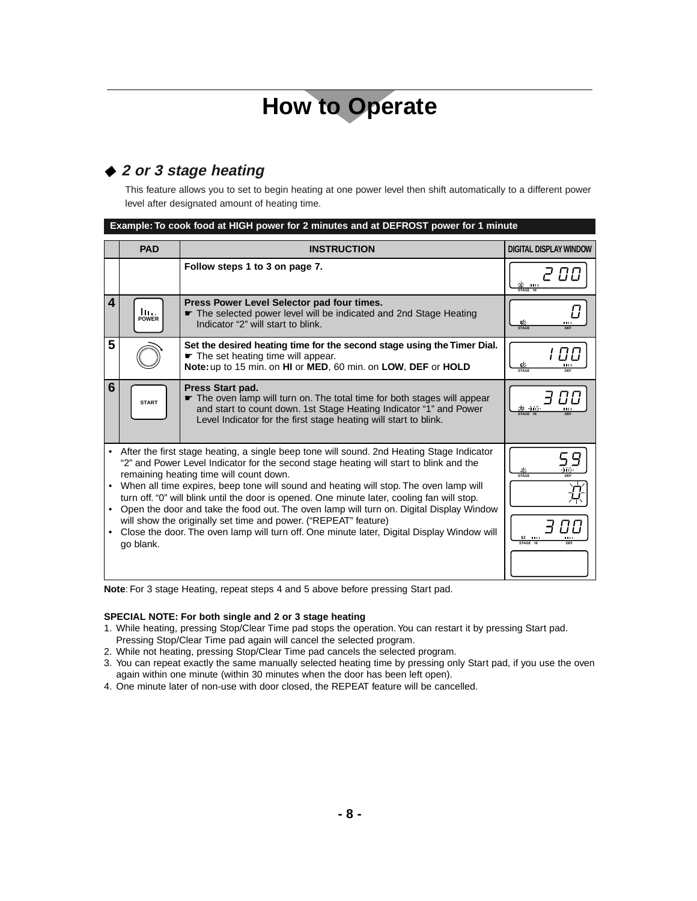# How to Operate

## ◆ *2 or 3 stage heating*

This feature allows you to set to begin heating at one power level then shift automatically to a different power level after designated amount of heating time.

**Example: To cook food at HIGH power for 2 minutes and at DEFROST power for 1 minute**

| | PAD | INSTRUCTION | DIGITAL DISPLAY WINDOW |
|---|---|---|---|
| | | **Follow steps 1 to 3 on page 7.** | 2 00 STAGE HI |
| **4** | POWER | **Press Power Level Selector pad four times.** ☛ The selected power level will be indicated and 2nd Stage Heating Indicator "2" will start to blink. | 0 STAGE DEF |
| **5** | | **Set the desired heating time for the second stage using the Timer Dial.** ☛ The set heating time will appear. **Note:** up to 15 min. on **HI** or **MED**, 60 min. on **LOW**, **DEF** or **HOLD** | 1 00 STAGE DEF |
| **6** | START | **Press Start pad.** ☛ The oven lamp will turn on. The total time for both stages will appear and start to count down. 1st Stage Heating Indicator "1" and Power Level Indicator for the first stage heating will start to blink. | 3 00 STAGE HI DEF |
| | | • After the first stage heating, a single beep tone will sound. 2nd Heating Stage Indicator "2" and Power Level Indicator for the second stage heating will start to blink and the remaining heating time will count down.<br>• When all time expires, beep tone will sound and heating will stop. The oven lamp will turn off. "0" will blink until the door is opened. One minute later, cooling fan will stop.<br>• Open the door and take the food out. The oven lamp will turn on. Digital Display Window will show the originally set time and power. ("REPEAT" feature)<br>• Close the door. The oven lamp will turn off. One minute later, Digital Display Window will go blank. | 59 STAGE DEF<br>0<br>3 00 12 STAGE HI DEF |

**Note**: For 3 stage Heating, repeat steps 4 and 5 above before pressing Start pad.

**SPECIAL NOTE: For both single and 2 or 3 stage heating**

1. While heating, pressing Stop/Clear Time pad stops the operation. You can restart it by pressing Start pad. Pressing Stop/Clear Time pad again will cancel the selected program.
2. While not heating, pressing Stop/Clear Time pad cancels the selected program.
3. You can repeat exactly the same manually selected heating time by pressing only Start pad, if you use the oven again within one minute (within 30 minutes when the door has been left open).
4. One minute later of non-use with door closed, the REPEAT feature will be cancelled.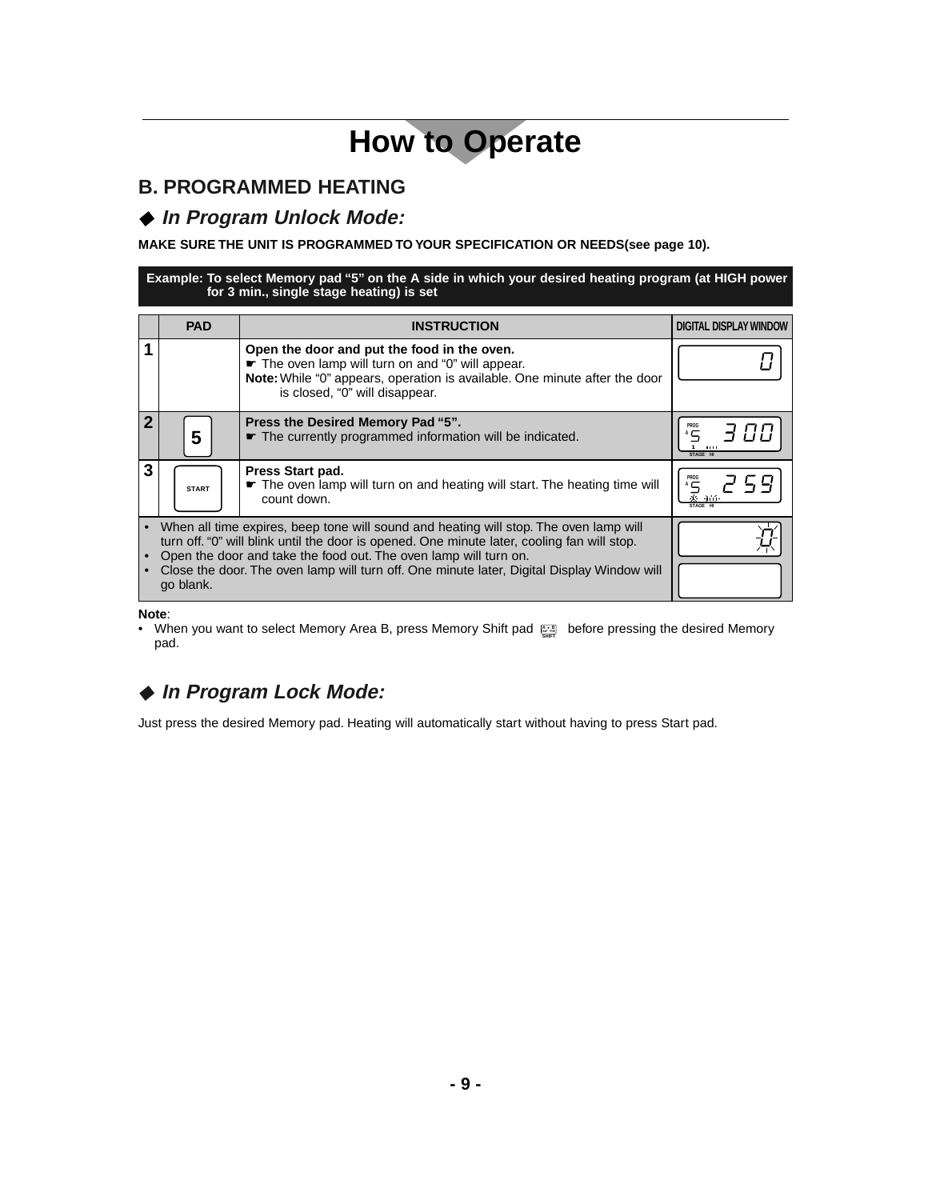# How to Operate

## B. PROGRAMMED HEATING

### ◆ *In Program Unlock Mode:*

**MAKE SURE THE UNIT IS PROGRAMMED TO YOUR SPECIFICATION OR NEEDS(see page 10).**

**Example: To select Memory pad "5" on the A side in which your desired heating program (at HIGH power for 3 min., single stage heating) is set**

| | PAD | INSTRUCTION | DIGITAL DISPLAY WINDOW |
|---|---|---|---|
| 1 | | **Open the door and put the food in the oven.** ☛ The oven lamp will turn on and "0" will appear. **Note:** While "0" appears, operation is available. One minute after the door is closed, "0" will disappear. | 0 |
| 2 | 5 | **Press the Desired Memory Pad "5".** ☛ The currently programmed information will be indicated. | PROG A 5 3 00 1 STAGE HI |
| 3 | START | **Press Start pad.** ☛ The oven lamp will turn on and heating will start. The heating time will count down. | PROG A 5 2 59 STAGE HI |
| • When all time expires, beep tone will sound and heating will stop. The oven lamp will turn off. "0" will blink until the door is opened. One minute later, cooling fan will stop. • Open the door and take the food out. The oven lamp will turn on. • Close the door. The oven lamp will turn off. One minute later, Digital Display Window will go blank. | | | 0 |

**Note**:
- When you want to select Memory Area B, press Memory Shift pad [A↔B SHIFT] before pressing the desired Memory pad.

### ◆ *In Program Lock Mode:*

Just press the desired Memory pad. Heating will automatically start without having to press Start pad.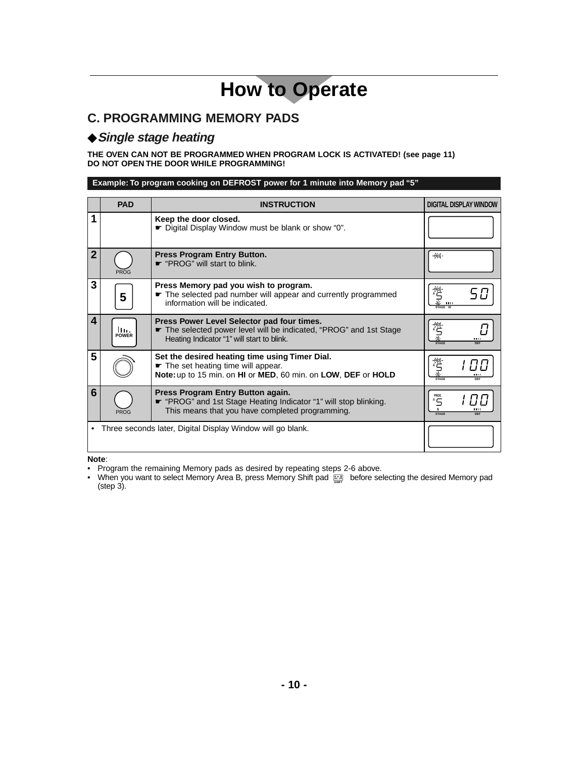# How to Operate

## C. PROGRAMMING MEMORY PADS

### ◆*Single stage heating*

**THE OVEN CAN NOT BE PROGRAMMED WHEN PROGRAM LOCK IS ACTIVATED! (see page 11)**
**DO NOT OPEN THE DOOR WHILE PROGRAMMING!**

**Example: To program cooking on DEFROST power for 1 minute into Memory pad "5"**

| | PAD | INSTRUCTION | DIGITAL DISPLAY WINDOW |
|---|---|---|---|
| 1 | | **Keep the door closed.** ☛ Digital Display Window must be blank or show "0". | |
| 2 | PROG | **Press Program Entry Button.** ☛ "PROG" will start to blink. | PROG |
| 3 | 5 | **Press Memory pad you wish to program.** ☛ The selected pad number will appear and currently programmed information will be indicated. | PROG A 5 50 STAGE HI |
| 4 | POWER | **Press Power Level Selector pad four times.** ☛ The selected power level will be indicated, "PROG" and 1st Stage Heating Indicator "1" will start to blink. | PROG A 5 0 STAGE DEF |
| 5 | | **Set the desired heating time using Timer Dial.** ☛ The set heating time will appear. **Note:** up to 15 min. on **HI** or **MED**, 60 min. on **LOW**, **DEF** or **HOLD** | PROG A 5 100 STAGE DEF |
| 6 | PROG | **Press Program Entry Button again.** ☛ "PROG" and 1st Stage Heating Indicator "1" will stop blinking. This means that you have completed programming. | PROG A 5 100 1 STAGE DEF |
| • Three seconds later, Digital Display Window will go blank. | | | |

**Note**:
- Program the remaining Memory pads as desired by repeating steps 2-6 above.
- When you want to select Memory Area B, press Memory Shift pad (A▸B SHIFT) before selecting the desired Memory pad (step 3).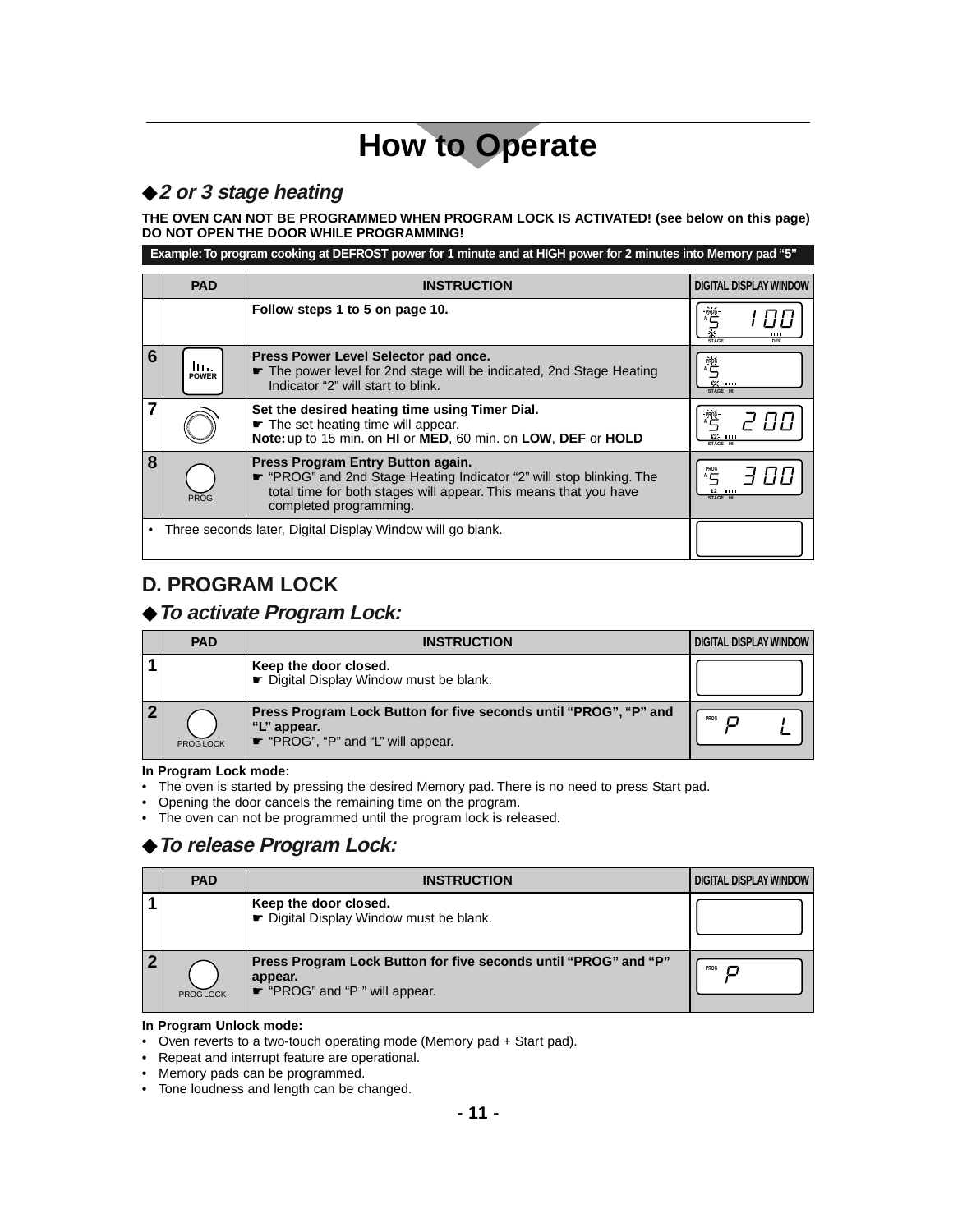# How to Operate

## ◆*2 or 3 stage heating*

**THE OVEN CAN NOT BE PROGRAMMED WHEN PROGRAM LOCK IS ACTIVATED! (see below on this page) DO NOT OPEN THE DOOR WHILE PROGRAMMING!**

**Example: To program cooking at DEFROST power for 1 minute and at HIGH power for 2 minutes into Memory pad "5"**

| | PAD | INSTRUCTION | DIGITAL DISPLAY WINDOW |
|---|---|---|---|
| | | **Follow steps 1 to 5 on page 10.** | PROG 5 100 STAGE DEF |
| 6 | POWER | **Press Power Level Selector pad once.** ☛ The power level for 2nd stage will be indicated, 2nd Stage Heating Indicator "2" will start to blink. | PROG 5 STAGE HI |
| 7 | | **Set the desired heating time using Timer Dial.** ☛ The set heating time will appear. **Note:** up to 15 min. on **HI** or **MED**, 60 min. on **LOW**, **DEF** or **HOLD** | PROG 5 200 STAGE HI |
| 8 | PROG | **Press Program Entry Button again.** ☛ "PROG" and 2nd Stage Heating Indicator "2" will stop blinking. The total time for both stages will appear. This means that you have completed programming. | PROG 5 300 12 STAGE HI |
| • Three seconds later, Digital Display Window will go blank. | | | |

## D. PROGRAM LOCK

### ◆*To activate Program Lock:*

| | PAD | INSTRUCTION | DIGITAL DISPLAY WINDOW |
|---|---|---|---|
| 1 | | **Keep the door closed.** ☛ Digital Display Window must be blank. | |
| 2 | PROG LOCK | **Press Program Lock Button for five seconds until "PROG", "P" and "L" appear.** ☛ "PROG", "P" and "L" will appear. | PROG P L |

**In Program Lock mode:**

- The oven is started by pressing the desired Memory pad. There is no need to press Start pad.
- Opening the door cancels the remaining time on the program.
- The oven can not be programmed until the program lock is released.

### ◆*To release Program Lock:*

| | PAD | INSTRUCTION | DIGITAL DISPLAY WINDOW |
|---|---|---|---|
| 1 | | **Keep the door closed.** ☛ Digital Display Window must be blank. | |
| 2 | PROG LOCK | **Press Program Lock Button for five seconds until "PROG" and "P" appear.** ☛ "PROG" and "P " will appear. | PROG P |

**In Program Unlock mode:**

- Oven reverts to a two-touch operating mode (Memory pad + Start pad).
- Repeat and interrupt feature are operational.
- Memory pads can be programmed.
- Tone loudness and length can be changed.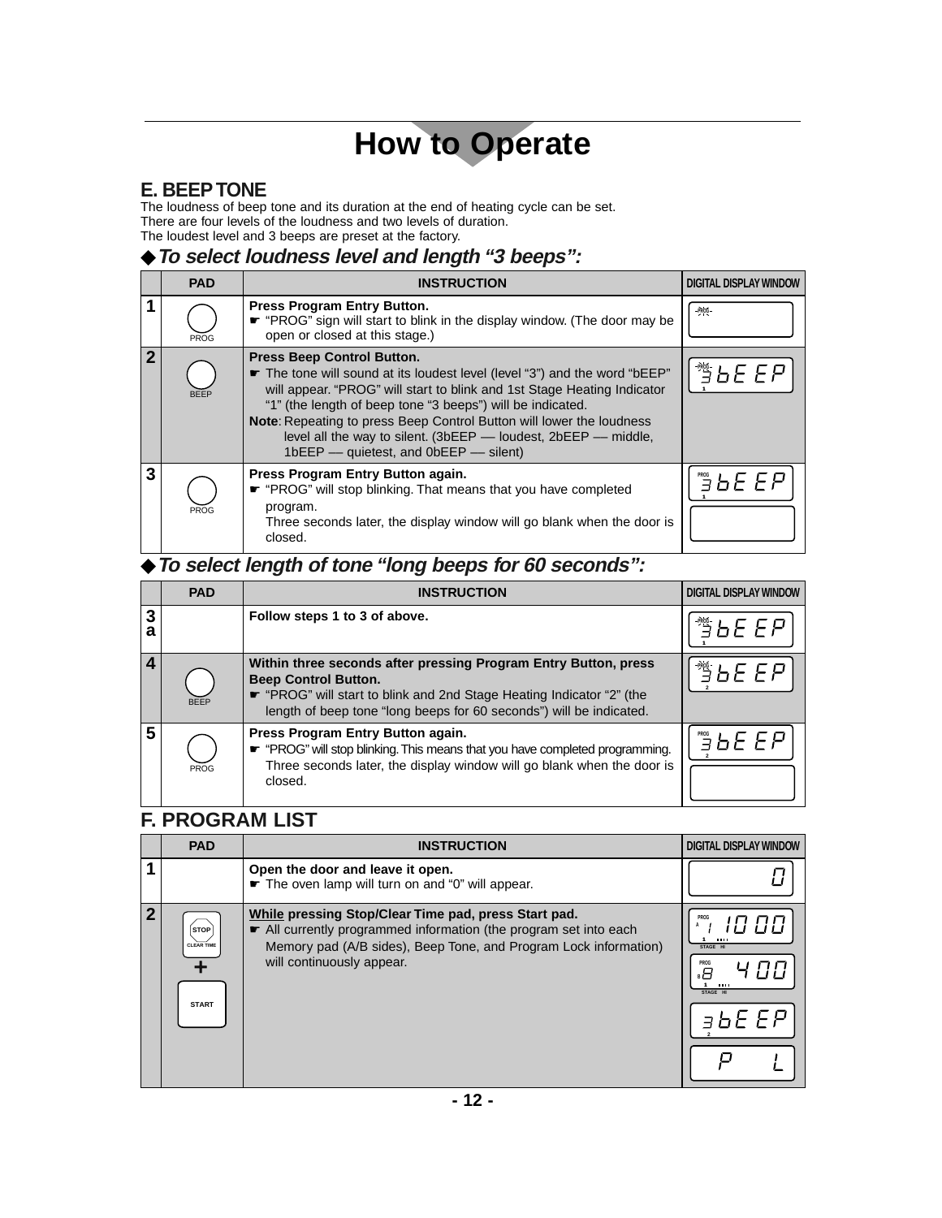# How to Operate

## E. BEEP TONE

The loudness of beep tone and its duration at the end of heating cycle can be set.
There are four levels of the loudness and two levels of duration.
The loudest level and 3 beeps are preset at the factory.

### ◆ *To select loudness level and length “3 beeps”:*

| | PAD | INSTRUCTION | DIGITAL DISPLAY WINDOW |
|---|---|---|---|
| 1 | PROG | **Press Program Entry Button.**<br>☛ “PROG” sign will start to blink in the display window. (The door may be open or closed at this stage.) | PROG |
| 2 | BEEP | **Press Beep Control Button.**<br>☛ The tone will sound at its loudest level (level “3”) and the word “bEEP” will appear. “PROG” will start to blink and 1st Stage Heating Indicator “1” (the length of beep tone “3 beeps”) will be indicated.<br>**Note**: Repeating to press Beep Control Button will lower the loudness level all the way to silent. (3bEEP — loudest, 2bEEP — middle, 1bEEP — quietest, and 0bEEP — silent) | PROG 3bEEP 1 |
| 3 | PROG | **Press Program Entry Button again.**<br>☛ “PROG” will stop blinking. That means that you have completed program.<br>Three seconds later, the display window will go blank when the door is closed. | PROG 3bEEP 1 / (blank) |

### ◆ *To select length of tone “long beeps for 60 seconds”:*

| | PAD | INSTRUCTION | DIGITAL DISPLAY WINDOW |
|---|---|---|---|
| 3a | | **Follow steps 1 to 3 of above.** | PROG 3bEEP 1 |
| 4 | BEEP | **Within three seconds after pressing Program Entry Button, press Beep Control Button.**<br>☛ “PROG” will start to blink and 2nd Stage Heating Indicator “2” (the length of beep tone “long beeps for 60 seconds”) will be indicated. | PROG 3bEEP 2 |
| 5 | PROG | **Press Program Entry Button again.**<br>☛ “PROG” will stop blinking. This means that you have completed programming.<br>Three seconds later, the display window will go blank when the door is closed. | PROG 3bEEP 2 / (blank) |

## F. PROGRAM LIST

| | PAD | INSTRUCTION | DIGITAL DISPLAY WINDOW |
|---|---|---|---|
| 1 | | **Open the door and leave it open.**<br>☛ The oven lamp will turn on and “0” will appear. | 0 |
| 2 | STOP CLEAR TIME + START | **<u>While</u> pressing Stop/Clear Time pad, press Start pad.**<br>☛ All currently programmed information (the program set into each Memory pad (A/B sides), Beep Tone, and Program Lock information) will continuously appear. | PROG A 1 10 00 1 STAGE HI / PROG B 8 4 00 1 STAGE HI / 3bEEP 2 / P L |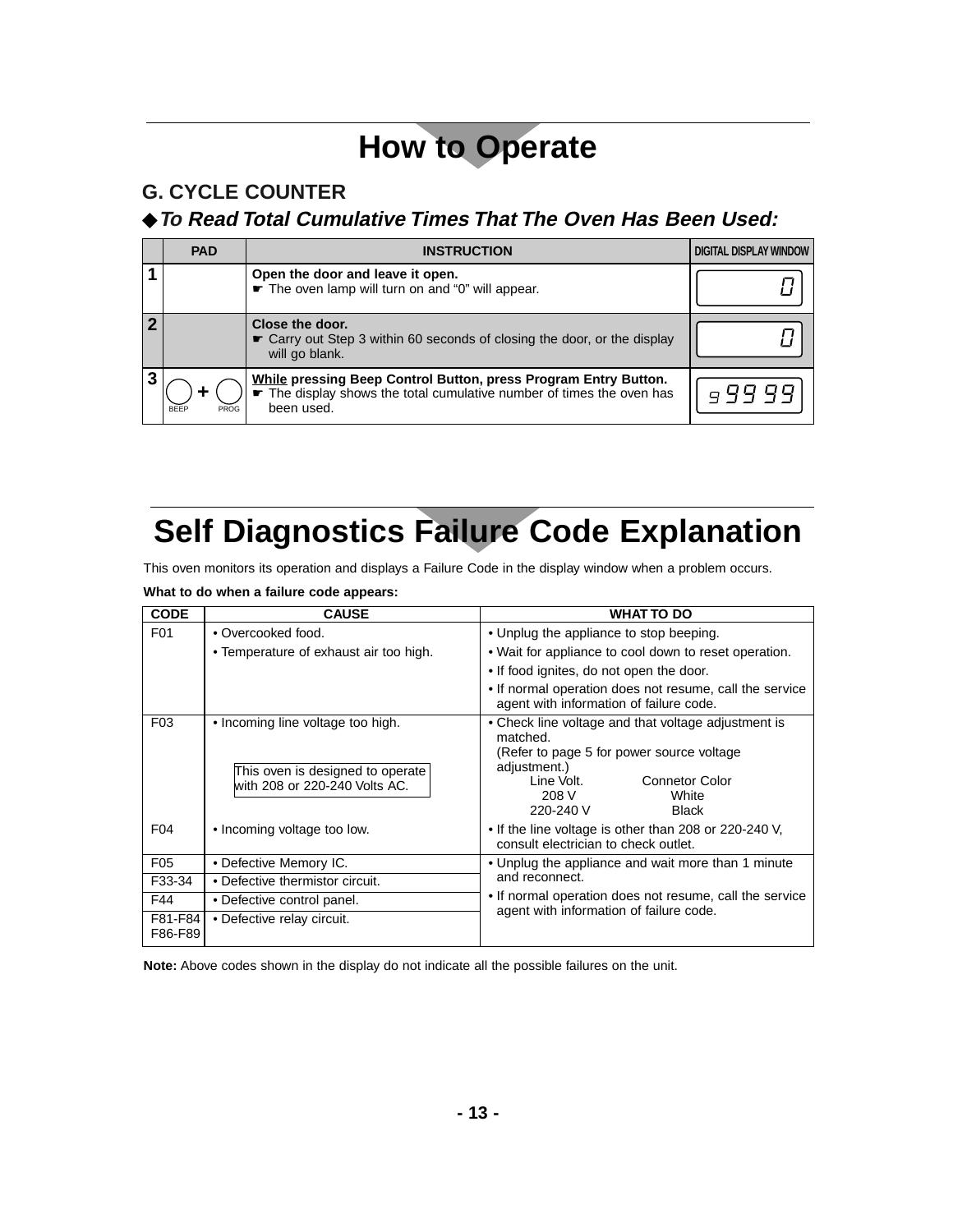# How to Operate

## G. CYCLE COUNTER

### ◆*To Read Total Cumulative Times That The Oven Has Been Used:*

| | PAD | INSTRUCTION | DIGITAL DISPLAY WINDOW |
|---|---|---|---|
| 1 | | **Open the door and leave it open.**<br>☛ The oven lamp will turn on and "0" will appear. | 0 |
| 2 | | **Close the door.**<br>☛ Carry out Step 3 within 60 seconds of closing the door, or the display will go blank. | 0 |
| 3 | BEEP + PROG | **While pressing Beep Control Button, press Program Entry Button.**<br>☛ The display shows the total cumulative number of times the oven has been used. | 9 99 99 |

# Self Diagnostics Failure Code Explanation

This oven monitors its operation and displays a Failure Code in the display window when a problem occurs.

**What to do when a failure code appears:**

| CODE | CAUSE | WHAT TO DO |
|---|---|---|
| F01 | • Overcooked food.<br>• Temperature of exhaust air too high. | • Unplug the appliance to stop beeping.<br>• Wait for appliance to cool down to reset operation.<br>• If food ignites, do not open the door.<br>• If normal operation does not resume, call the service agent with information of failure code. |
| F03 | • Incoming line voltage too high.<br><br>This oven is designed to operate with 208 or 220-240 Volts AC. | • Check line voltage and that voltage adjustment is matched.<br>(Refer to page 5 for power source voltage adjustment.)<br>Line Volt. — Connetor Color<br>208 V — White<br>220-240 V — Black |
| F04 | • Incoming voltage too low. | • If the line voltage is other than 208 or 220-240 V, consult electrician to check outlet. |
| F05 | • Defective Memory IC. | • Unplug the appliance and wait more than 1 minute and reconnect.<br>• If normal operation does not resume, call the service agent with information of failure code. |
| F33-34 | • Defective thermistor circuit. | |
| F44 | • Defective control panel. | |
| F81-F84<br>F86-F89 | • Defective relay circuit. | |

**Note:** Above codes shown in the display do not indicate all the possible failures on the unit.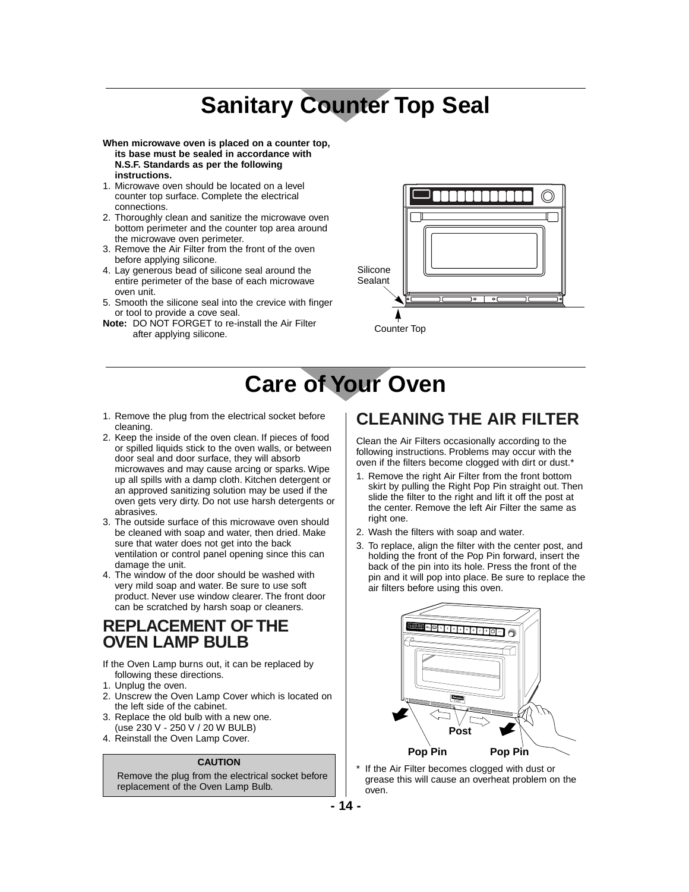# Sanitary Counter Top Seal

**When microwave oven is placed on a counter top, its base must be sealed in accordance with N.S.F. Standards as per the following instructions.**

1. Microwave oven should be located on a level counter top surface. Complete the electrical connections.
2. Thoroughly clean and sanitize the microwave oven bottom perimeter and the counter top area around the microwave oven perimeter.
3. Remove the Air Filter from the front of the oven before applying silicone.
4. Lay generous bead of silicone seal around the entire perimeter of the base of each microwave oven unit.
5. Smooth the silicone seal into the crevice with finger or tool to provide a cove seal.

**Note:** DO NOT FORGET to re-install the Air Filter after applying silicone.

Silicone Sealant

Counter Top

# Care of Your Oven

1. Remove the plug from the electrical socket before cleaning.
2. Keep the inside of the oven clean. If pieces of food or spilled liquids stick to the oven walls, or between door seal and door surface, they will absorb microwaves and may cause arcing or sparks. Wipe up all spills with a damp cloth. Kitchen detergent or an approved sanitizing solution may be used if the oven gets very dirty. Do not use harsh detergents or abrasives.
3. The outside surface of this microwave oven should be cleaned with soap and water, then dried. Make sure that water does not get into the back ventilation or control panel opening since this can damage the unit.
4. The window of the door should be washed with very mild soap and water. Be sure to use soft product. Never use window clearer. The front door can be scratched by harsh soap or cleaners.

## REPLACEMENT OF THE OVEN LAMP BULB

If the Oven Lamp burns out, it can be replaced by following these directions.

1. Unplug the oven.
2. Unscrew the Oven Lamp Cover which is located on the left side of the cabinet.
3. Replace the old bulb with a new one. (use 230 V - 250 V / 20 W BULB)
4. Reinstall the Oven Lamp Cover.

**CAUTION**

Remove the plug from the electrical socket before replacement of the Oven Lamp Bulb.

## CLEANING THE AIR FILTER

Clean the Air Filters occasionally according to the following instructions. Problems may occur with the oven if the filters become clogged with dirt or dust.*

1. Remove the right Air Filter from the front bottom skirt by pulling the Right Pop Pin straight out. Then slide the filter to the right and lift it off the post at the center. Remove the left Air Filter the same as right one.
2. Wash the filters with soap and water.
3. To replace, align the filter with the center post, and holding the front of the Pop Pin forward, insert the back of the pin into its hole. Press the front of the pin and it will pop into place. Be sure to replace the air filters before using this oven.

**Post**

**Pop Pin** **Pop Pin**

\* If the Air Filter becomes clogged with dust or grease this will cause an overheat problem on the oven.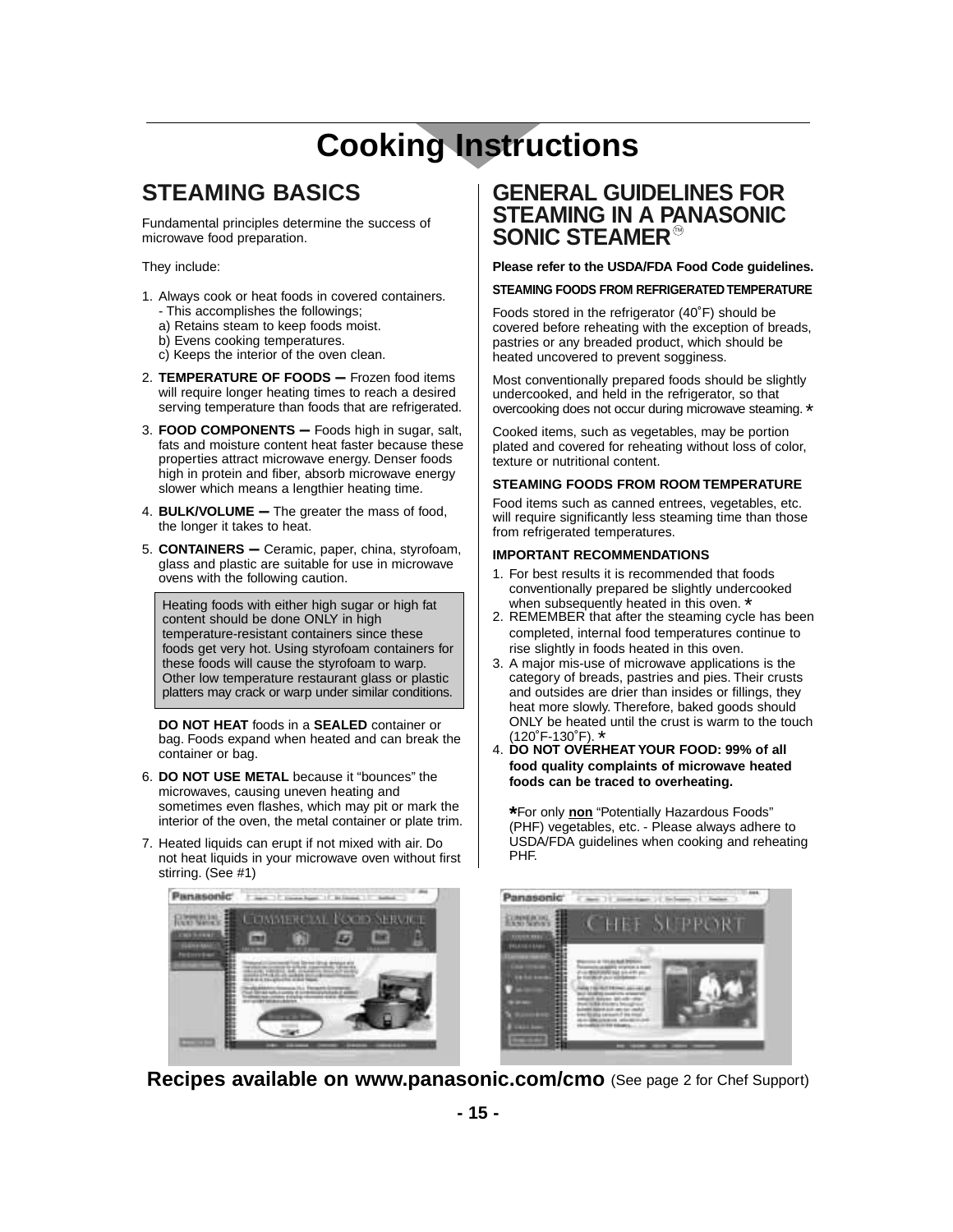# Cooking Instructions

## STEAMING BASICS

Fundamental principles determine the success of microwave food preparation.

They include:

1. Always cook or heat foods in covered containers.
   - This accomplishes the followings;
   a) Retains steam to keep foods moist.
   b) Evens cooking temperatures.
   c) Keeps the interior of the oven clean.
2. **TEMPERATURE OF FOODS —** Frozen food items will require longer heating times to reach a desired serving temperature than foods that are refrigerated.
3. **FOOD COMPONENTS —** Foods high in sugar, salt, fats and moisture content heat faster because these properties attract microwave energy. Denser foods high in protein and fiber, absorb microwave energy slower which means a lengthier heating time.
4. **BULK/VOLUME —** The greater the mass of food, the longer it takes to heat.
5. **CONTAINERS —** Ceramic, paper, china, styrofoam, glass and plastic are suitable for use in microwave ovens with the following caution.

   > Heating foods with either high sugar or high fat content should be done ONLY in high temperature-resistant containers since these foods get very hot. Using styrofoam containers for these foods will cause the styrofoam to warp. Other low temperature restaurant glass or plastic platters may crack or warp under similar conditions.

   **DO NOT HEAT** foods in a **SEALED** container or bag. Foods expand when heated and can break the container or bag.
6. **DO NOT USE METAL** because it "bounces" the microwaves, causing uneven heating and sometimes even flashes, which may pit or mark the interior of the oven, the metal container or plate trim.
7. Heated liquids can erupt if not mixed with air. Do not heat liquids in your microwave oven without first stirring. (See #1)

## GENERAL GUIDELINES FOR STEAMING IN A PANASONIC SONIC STEAMER™

**Please refer to the USDA/FDA Food Code guidelines.**

**STEAMING FOODS FROM REFRIGERATED TEMPERATURE**

Foods stored in the refrigerator (40˚F) should be covered before reheating with the exception of breads, pastries or any breaded product, which should be heated uncovered to prevent sogginess.

Most conventionally prepared foods should be slightly undercooked, and held in the refrigerator, so that overcooking does not occur during microwave steaming. *

Cooked items, such as vegetables, may be portion plated and covered for reheating without loss of color, texture or nutritional content.

**STEAMING FOODS FROM ROOM TEMPERATURE**

Food items such as canned entrees, vegetables, etc. will require significantly less steaming time than those from refrigerated temperatures.

**IMPORTANT RECOMMENDATIONS**

1. For best results it is recommended that foods conventionally prepared be slightly undercooked when subsequently heated in this oven. *
2. REMEMBER that after the steaming cycle has been completed, internal food temperatures continue to rise slightly in foods heated in this oven.
3. A major mis-use of microwave applications is the category of breads, pastries and pies. Their crusts and outsides are drier than insides or fillings, they heat more slowly. Therefore, baked goods should ONLY be heated until the crust is warm to the touch (120˚F-130˚F). *
4. **DO NOT OVERHEAT YOUR FOOD: 99% of all food quality complaints of microwave heated foods can be traced to overheating.**

   *For only **non** "Potentially Hazardous Foods" (PHF) vegetables, etc. - Please always adhere to USDA/FDA guidelines when cooking and reheating PHF.

**Recipes available on www.panasonic.com/cmo** (See page 2 for Chef Support)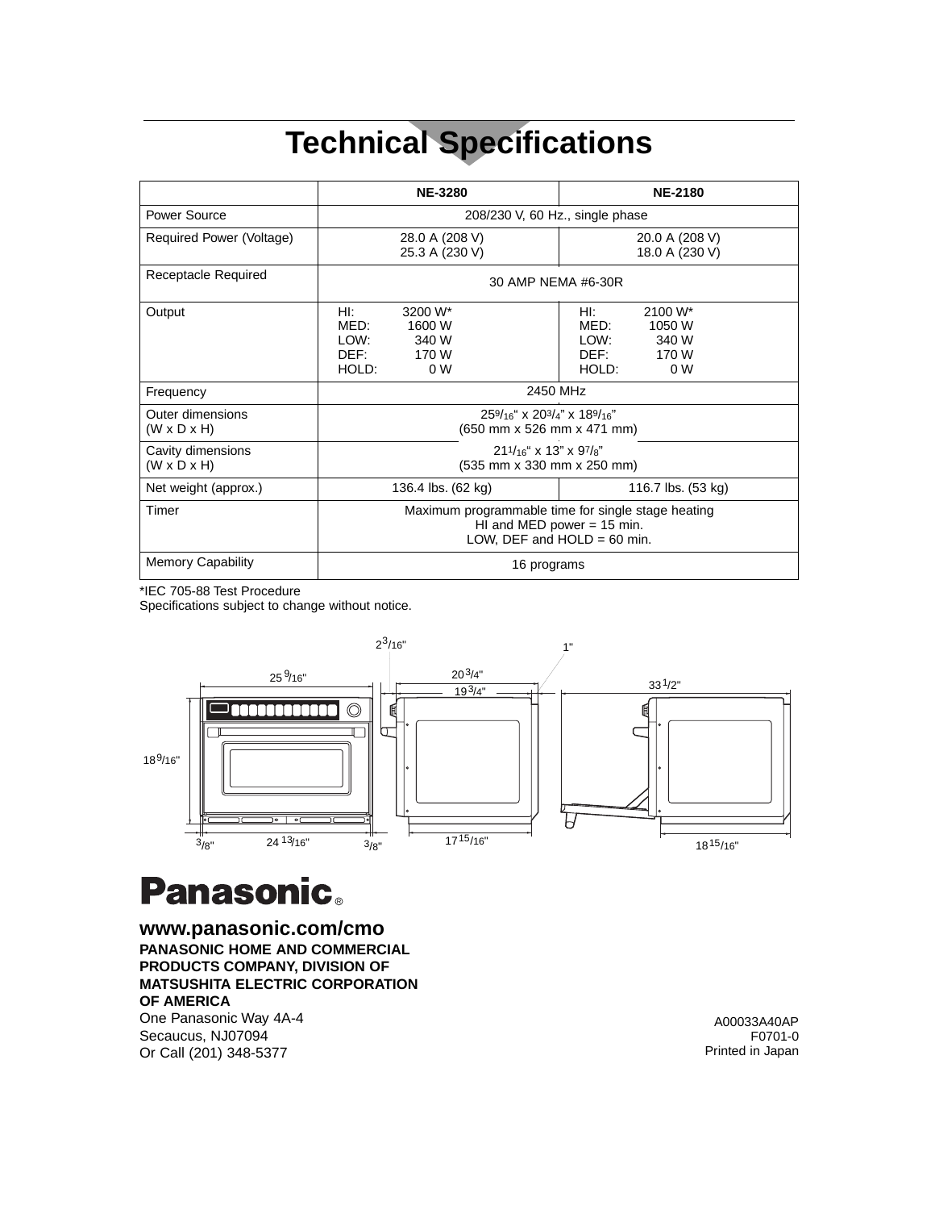# Technical Specifications

| | NE-3280 | NE-2180 |
|---|---|---|
| Power Source | 208/230 V, 60 Hz., single phase | |
| Required Power (Voltage) | 28.0 A (208 V)<br>25.3 A (230 V) | 20.0 A (208 V)<br>18.0 A (230 V) |
| Receptacle Required | 30 AMP NEMA #6-30R | |
| Output | HI: 3200 W*<br>MED: 1600 W<br>LOW: 340 W<br>DEF: 170 W<br>HOLD: 0 W | HI: 2100 W*<br>MED: 1050 W<br>LOW: 340 W<br>DEF: 170 W<br>HOLD: 0 W |
| Frequency | 2450 MHz | |
| Outer dimensions (W x D x H) | 25 9/16" x 20 3/4" x 18 9/16"<br>(650 mm x 526 mm x 471 mm) | |
| Cavity dimensions (W x D x H) | 21 1/16" x 13" x 9 7/8"<br>(535 mm x 330 mm x 250 mm) | |
| Net weight (approx.) | 136.4 lbs. (62 kg) | 116.7 lbs. (53 kg) |
| Timer | Maximum programmable time for single stage heating<br>HI and MED power = 15 min.<br>LOW, DEF and HOLD = 60 min. | |
| Memory Capability | 16 programs | |

*IEC 705-88 Test Procedure
Specifications subject to change without notice.

2 3/16"
1"
25 9/16"
20 3/4"
19 3/4"
33 1/2"
18 9/16"
3/8"
24 13/16"
3/8"
17 15/16"
18 15/16"

**Panasonic**

**www.panasonic.com/cmo**
**PANASONIC HOME AND COMMERCIAL PRODUCTS COMPANY, DIVISION OF MATSUSHITA ELECTRIC CORPORATION OF AMERICA**
One Panasonic Way 4A-4
Secaucus, NJ07094
Or Call (201) 348-5377

A00033A40AP
F0701-0
Printed in Japan